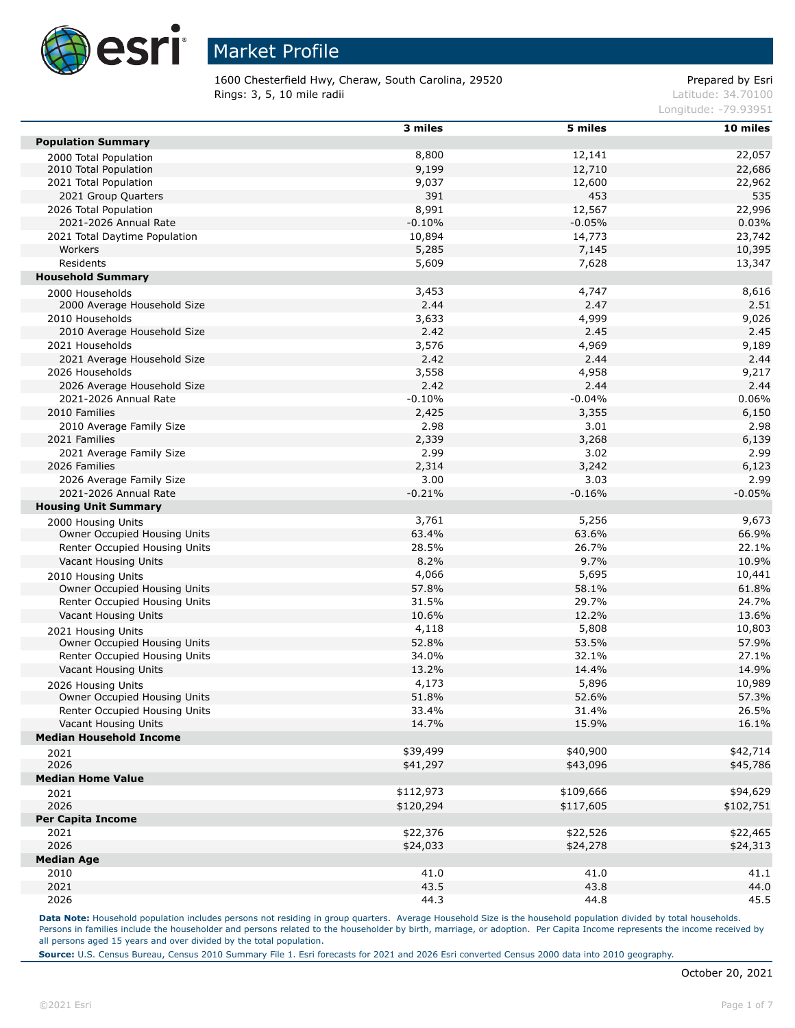# Market Profile

1600 Chesterfield Hwy, Cheraw, South Carolina, 29520
Rings: 3, 5, 10 mile radii

Prepared by Esri
Latitude: 34.70100
Longitude: -79.93951

| | 3 miles | 5 miles | 10 miles |
|---|---|---|---|
| **Population Summary** | | | |
| 2000 Total Population | 8,800 | 12,141 | 22,057 |
| 2010 Total Population | 9,199 | 12,710 | 22,686 |
| 2021 Total Population | 9,037 | 12,600 | 22,962 |
| 2021 Group Quarters | 391 | 453 | 535 |
| 2026 Total Population | 8,991 | 12,567 | 22,996 |
| 2021-2026 Annual Rate | -0.10% | -0.05% | 0.03% |
| 2021 Total Daytime Population | 10,894 | 14,773 | 23,742 |
| Workers | 5,285 | 7,145 | 10,395 |
| Residents | 5,609 | 7,628 | 13,347 |
| **Household Summary** | | | |
| 2000 Households | 3,453 | 4,747 | 8,616 |
| 2000 Average Household Size | 2.44 | 2.47 | 2.51 |
| 2010 Households | 3,633 | 4,999 | 9,026 |
| 2010 Average Household Size | 2.42 | 2.45 | 2.45 |
| 2021 Households | 3,576 | 4,969 | 9,189 |
| 2021 Average Household Size | 2.42 | 2.44 | 2.44 |
| 2026 Households | 3,558 | 4,958 | 9,217 |
| 2026 Average Household Size | 2.42 | 2.44 | 2.44 |
| 2021-2026 Annual Rate | -0.10% | -0.04% | 0.06% |
| 2010 Families | 2,425 | 3,355 | 6,150 |
| 2010 Average Family Size | 2.98 | 3.01 | 2.98 |
| 2021 Families | 2,339 | 3,268 | 6,139 |
| 2021 Average Family Size | 2.99 | 3.02 | 2.99 |
| 2026 Families | 2,314 | 3,242 | 6,123 |
| 2026 Average Family Size | 3.00 | 3.03 | 2.99 |
| 2021-2026 Annual Rate | -0.21% | -0.16% | -0.05% |
| **Housing Unit Summary** | | | |
| 2000 Housing Units | 3,761 | 5,256 | 9,673 |
| Owner Occupied Housing Units | 63.4% | 63.6% | 66.9% |
| Renter Occupied Housing Units | 28.5% | 26.7% | 22.1% |
| Vacant Housing Units | 8.2% | 9.7% | 10.9% |
| 2010 Housing Units | 4,066 | 5,695 | 10,441 |
| Owner Occupied Housing Units | 57.8% | 58.1% | 61.8% |
| Renter Occupied Housing Units | 31.5% | 29.7% | 24.7% |
| Vacant Housing Units | 10.6% | 12.2% | 13.6% |
| 2021 Housing Units | 4,118 | 5,808 | 10,803 |
| Owner Occupied Housing Units | 52.8% | 53.5% | 57.9% |
| Renter Occupied Housing Units | 34.0% | 32.1% | 27.1% |
| Vacant Housing Units | 13.2% | 14.4% | 14.9% |
| 2026 Housing Units | 4,173 | 5,896 | 10,989 |
| Owner Occupied Housing Units | 51.8% | 52.6% | 57.3% |
| Renter Occupied Housing Units | 33.4% | 31.4% | 26.5% |
| Vacant Housing Units | 14.7% | 15.9% | 16.1% |
| **Median Household Income** | | | |
| 2021 | $39,499 | $40,900 | $42,714 |
| 2026 | $41,297 | $43,096 | $45,786 |
| **Median Home Value** | | | |
| 2021 | $112,973 | $109,666 | $94,629 |
| 2026 | $120,294 | $117,605 | $102,751 |
| **Per Capita Income** | | | |
| 2021 | $22,376 | $22,526 | $22,465 |
| 2026 | $24,033 | $24,278 | $24,313 |
| **Median Age** | | | |
| 2010 | 41.0 | 41.0 | 41.1 |
| 2021 | 43.5 | 43.8 | 44.0 |
| 2026 | 44.3 | 44.8 | 45.5 |

**Data Note:** Household population includes persons not residing in group quarters. Average Household Size is the household population divided by total households. Persons in families include the householder and persons related to the householder by birth, marriage, or adoption. Per Capita Income represents the income received by all persons aged 15 years and over divided by the total population.

**Source:** U.S. Census Bureau, Census 2010 Summary File 1. Esri forecasts for 2021 and 2026 Esri converted Census 2000 data into 2010 geography.

October 20, 2021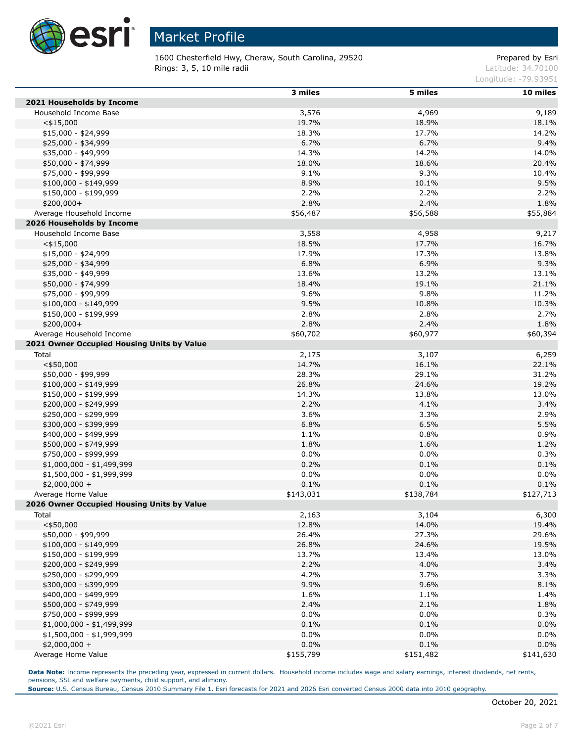# Market Profile

1600 Chesterfield Hwy, Cheraw, South Carolina, 29520
Rings: 3, 5, 10 mile radii

Prepared by Esri
Latitude: 34.70100
Longitude: -79.93951

| | 3 miles | 5 miles | 10 miles |
|---|---|---|---|
| **2021 Households by Income** | | | |
| Household Income Base | 3,576 | 4,969 | 9,189 |
| <$15,000 | 19.7% | 18.9% | 18.1% |
| $15,000 - $24,999 | 18.3% | 17.7% | 14.2% |
| $25,000 - $34,999 | 6.7% | 6.7% | 9.4% |
| $35,000 - $49,999 | 14.3% | 14.2% | 14.0% |
| $50,000 - $74,999 | 18.0% | 18.6% | 20.4% |
| $75,000 - $99,999 | 9.1% | 9.3% | 10.4% |
| $100,000 - $149,999 | 8.9% | 10.1% | 9.5% |
| $150,000 - $199,999 | 2.2% | 2.2% | 2.2% |
| $200,000+ | 2.8% | 2.4% | 1.8% |
| Average Household Income | $56,487 | $56,588 | $55,884 |
| **2026 Households by Income** | | | |
| Household Income Base | 3,558 | 4,958 | 9,217 |
| <$15,000 | 18.5% | 17.7% | 16.7% |
| $15,000 - $24,999 | 17.9% | 17.3% | 13.8% |
| $25,000 - $34,999 | 6.8% | 6.9% | 9.3% |
| $35,000 - $49,999 | 13.6% | 13.2% | 13.1% |
| $50,000 - $74,999 | 18.4% | 19.1% | 21.1% |
| $75,000 - $99,999 | 9.6% | 9.8% | 11.2% |
| $100,000 - $149,999 | 9.5% | 10.8% | 10.3% |
| $150,000 - $199,999 | 2.8% | 2.8% | 2.7% |
| $200,000+ | 2.8% | 2.4% | 1.8% |
| Average Household Income | $60,702 | $60,977 | $60,394 |
| **2021 Owner Occupied Housing Units by Value** | | | |
| Total | 2,175 | 3,107 | 6,259 |
| <$50,000 | 14.7% | 16.1% | 22.1% |
| $50,000 - $99,999 | 28.3% | 29.1% | 31.2% |
| $100,000 - $149,999 | 26.8% | 24.6% | 19.2% |
| $150,000 - $199,999 | 14.3% | 13.8% | 13.0% |
| $200,000 - $249,999 | 2.2% | 4.1% | 3.4% |
| $250,000 - $299,999 | 3.6% | 3.3% | 2.9% |
| $300,000 - $399,999 | 6.8% | 6.5% | 5.5% |
| $400,000 - $499,999 | 1.1% | 0.8% | 0.9% |
| $500,000 - $749,999 | 1.8% | 1.6% | 1.2% |
| $750,000 - $999,999 | 0.0% | 0.0% | 0.3% |
| $1,000,000 - $1,499,999 | 0.2% | 0.1% | 0.1% |
| $1,500,000 - $1,999,999 | 0.0% | 0.0% | 0.0% |
| $2,000,000 + | 0.1% | 0.1% | 0.1% |
| Average Home Value | $143,031 | $138,784 | $127,713 |
| **2026 Owner Occupied Housing Units by Value** | | | |
| Total | 2,163 | 3,104 | 6,300 |
| <$50,000 | 12.8% | 14.0% | 19.4% |
| $50,000 - $99,999 | 26.4% | 27.3% | 29.6% |
| $100,000 - $149,999 | 26.8% | 24.6% | 19.5% |
| $150,000 - $199,999 | 13.7% | 13.4% | 13.0% |
| $200,000 - $249,999 | 2.2% | 4.0% | 3.4% |
| $250,000 - $299,999 | 4.2% | 3.7% | 3.3% |
| $300,000 - $399,999 | 9.9% | 9.6% | 8.1% |
| $400,000 - $499,999 | 1.6% | 1.1% | 1.4% |
| $500,000 - $749,999 | 2.4% | 2.1% | 1.8% |
| $750,000 - $999,999 | 0.0% | 0.0% | 0.3% |
| $1,000,000 - $1,499,999 | 0.1% | 0.1% | 0.0% |
| $1,500,000 - $1,999,999 | 0.0% | 0.0% | 0.0% |
| $2,000,000 + | 0.0% | 0.1% | 0.0% |
| Average Home Value | $155,799 | $151,482 | $141,630 |

**Data Note:** Income represents the preceding year, expressed in current dollars. Household income includes wage and salary earnings, interest dividends, net rents, pensions, SSI and welfare payments, child support, and alimony.
**Source:** U.S. Census Bureau, Census 2010 Summary File 1. Esri forecasts for 2021 and 2026 Esri converted Census 2000 data into 2010 geography.

October 20, 2021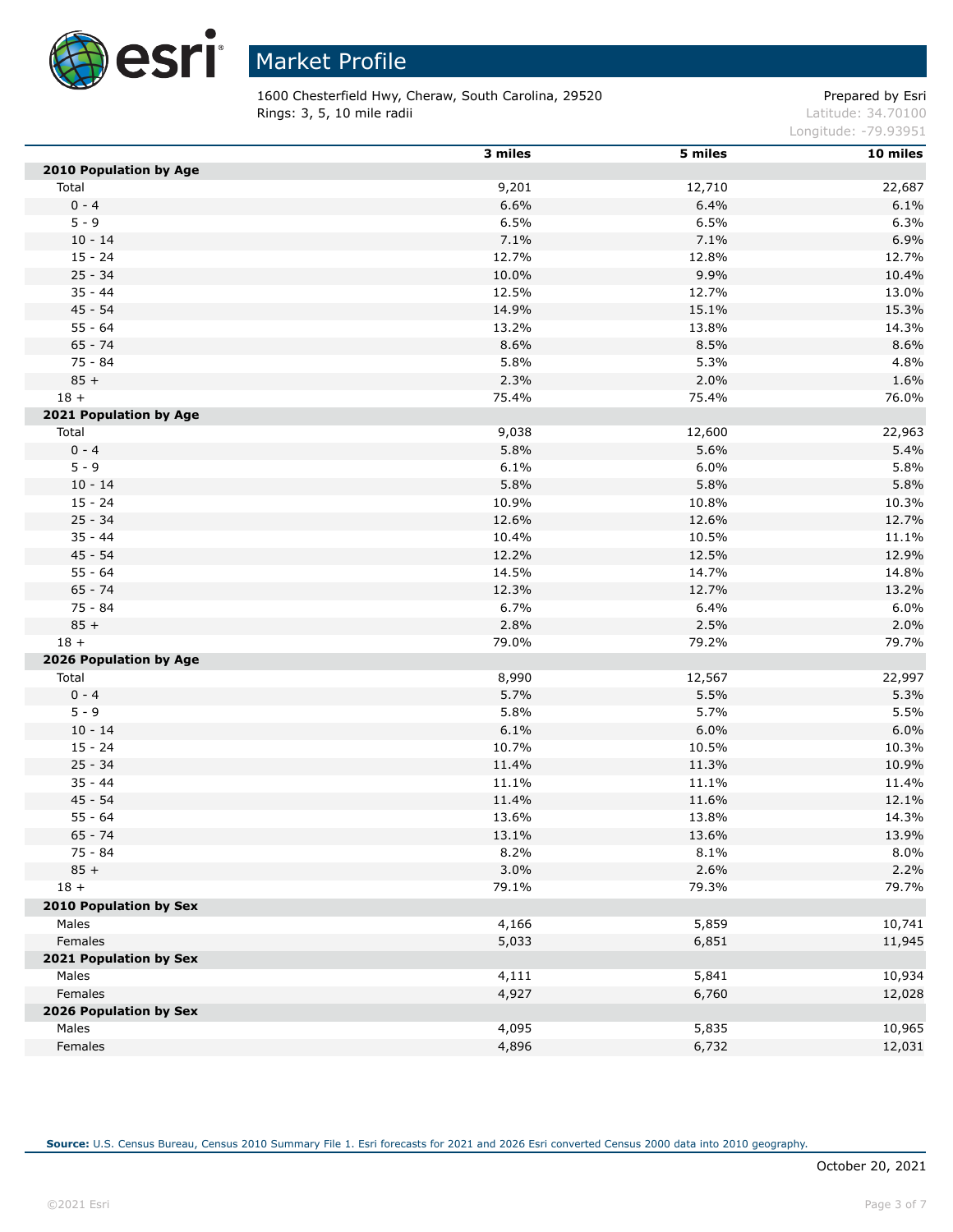# Market Profile

1600 Chesterfield Hwy, Cheraw, South Carolina, 29520
Rings: 3, 5, 10 mile radii

Prepared by Esri
Latitude: 34.70100
Longitude: -79.93951

| | 3 miles | 5 miles | 10 miles |
|---|---|---|---|
| **2010 Population by Age** | | | |
| Total | 9,201 | 12,710 | 22,687 |
| 0 - 4 | 6.6% | 6.4% | 6.1% |
| 5 - 9 | 6.5% | 6.5% | 6.3% |
| 10 - 14 | 7.1% | 7.1% | 6.9% |
| 15 - 24 | 12.7% | 12.8% | 12.7% |
| 25 - 34 | 10.0% | 9.9% | 10.4% |
| 35 - 44 | 12.5% | 12.7% | 13.0% |
| 45 - 54 | 14.9% | 15.1% | 15.3% |
| 55 - 64 | 13.2% | 13.8% | 14.3% |
| 65 - 74 | 8.6% | 8.5% | 8.6% |
| 75 - 84 | 5.8% | 5.3% | 4.8% |
| 85 + | 2.3% | 2.0% | 1.6% |
| 18 + | 75.4% | 75.4% | 76.0% |
| **2021 Population by Age** | | | |
| Total | 9,038 | 12,600 | 22,963 |
| 0 - 4 | 5.8% | 5.6% | 5.4% |
| 5 - 9 | 6.1% | 6.0% | 5.8% |
| 10 - 14 | 5.8% | 5.8% | 5.8% |
| 15 - 24 | 10.9% | 10.8% | 10.3% |
| 25 - 34 | 12.6% | 12.6% | 12.7% |
| 35 - 44 | 10.4% | 10.5% | 11.1% |
| 45 - 54 | 12.2% | 12.5% | 12.9% |
| 55 - 64 | 14.5% | 14.7% | 14.8% |
| 65 - 74 | 12.3% | 12.7% | 13.2% |
| 75 - 84 | 6.7% | 6.4% | 6.0% |
| 85 + | 2.8% | 2.5% | 2.0% |
| 18 + | 79.0% | 79.2% | 79.7% |
| **2026 Population by Age** | | | |
| Total | 8,990 | 12,567 | 22,997 |
| 0 - 4 | 5.7% | 5.5% | 5.3% |
| 5 - 9 | 5.8% | 5.7% | 5.5% |
| 10 - 14 | 6.1% | 6.0% | 6.0% |
| 15 - 24 | 10.7% | 10.5% | 10.3% |
| 25 - 34 | 11.4% | 11.3% | 10.9% |
| 35 - 44 | 11.1% | 11.1% | 11.4% |
| 45 - 54 | 11.4% | 11.6% | 12.1% |
| 55 - 64 | 13.6% | 13.8% | 14.3% |
| 65 - 74 | 13.1% | 13.6% | 13.9% |
| 75 - 84 | 8.2% | 8.1% | 8.0% |
| 85 + | 3.0% | 2.6% | 2.2% |
| 18 + | 79.1% | 79.3% | 79.7% |
| **2010 Population by Sex** | | | |
| Males | 4,166 | 5,859 | 10,741 |
| Females | 5,033 | 6,851 | 11,945 |
| **2021 Population by Sex** | | | |
| Males | 4,111 | 5,841 | 10,934 |
| Females | 4,927 | 6,760 | 12,028 |
| **2026 Population by Sex** | | | |
| Males | 4,095 | 5,835 | 10,965 |
| Females | 4,896 | 6,732 | 12,031 |

**Source:** U.S. Census Bureau, Census 2010 Summary File 1. Esri forecasts for 2021 and 2026 Esri converted Census 2000 data into 2010 geography.

October 20, 2021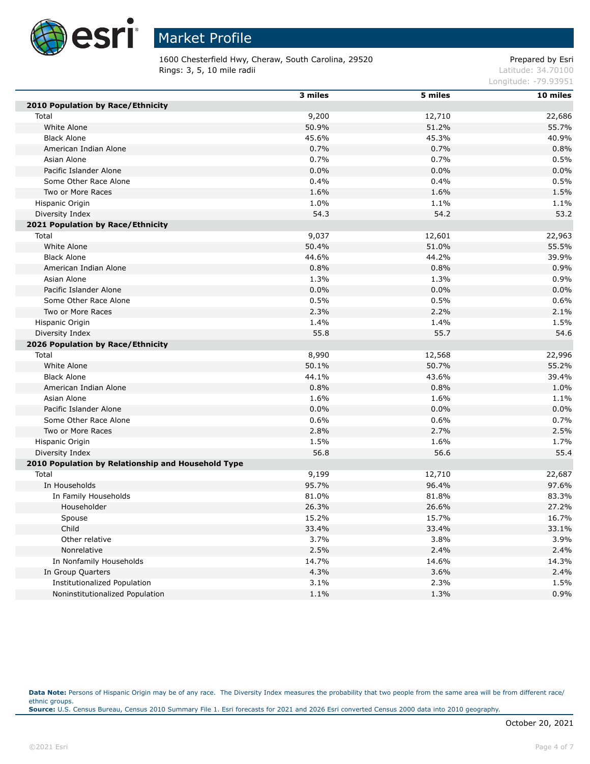# Market Profile

1600 Chesterfield Hwy, Cheraw, South Carolina, 29520
Rings: 3, 5, 10 mile radii

Prepared by Esri
Latitude: 34.70100
Longitude: -79.93951

| | 3 miles | 5 miles | 10 miles |
|---|---|---|---|
| **2010 Population by Race/Ethnicity** | | | |
| Total | 9,200 | 12,710 | 22,686 |
| White Alone | 50.9% | 51.2% | 55.7% |
| Black Alone | 45.6% | 45.3% | 40.9% |
| American Indian Alone | 0.7% | 0.7% | 0.8% |
| Asian Alone | 0.7% | 0.7% | 0.5% |
| Pacific Islander Alone | 0.0% | 0.0% | 0.0% |
| Some Other Race Alone | 0.4% | 0.4% | 0.5% |
| Two or More Races | 1.6% | 1.6% | 1.5% |
| Hispanic Origin | 1.0% | 1.1% | 1.1% |
| Diversity Index | 54.3 | 54.2 | 53.2 |
| **2021 Population by Race/Ethnicity** | | | |
| Total | 9,037 | 12,601 | 22,963 |
| White Alone | 50.4% | 51.0% | 55.5% |
| Black Alone | 44.6% | 44.2% | 39.9% |
| American Indian Alone | 0.8% | 0.8% | 0.9% |
| Asian Alone | 1.3% | 1.3% | 0.9% |
| Pacific Islander Alone | 0.0% | 0.0% | 0.0% |
| Some Other Race Alone | 0.5% | 0.5% | 0.6% |
| Two or More Races | 2.3% | 2.2% | 2.1% |
| Hispanic Origin | 1.4% | 1.4% | 1.5% |
| Diversity Index | 55.8 | 55.7 | 54.6 |
| **2026 Population by Race/Ethnicity** | | | |
| Total | 8,990 | 12,568 | 22,996 |
| White Alone | 50.1% | 50.7% | 55.2% |
| Black Alone | 44.1% | 43.6% | 39.4% |
| American Indian Alone | 0.8% | 0.8% | 1.0% |
| Asian Alone | 1.6% | 1.6% | 1.1% |
| Pacific Islander Alone | 0.0% | 0.0% | 0.0% |
| Some Other Race Alone | 0.6% | 0.6% | 0.7% |
| Two or More Races | 2.8% | 2.7% | 2.5% |
| Hispanic Origin | 1.5% | 1.6% | 1.7% |
| Diversity Index | 56.8 | 56.6 | 55.4 |
| **2010 Population by Relationship and Household Type** | | | |
| Total | 9,199 | 12,710 | 22,687 |
| In Households | 95.7% | 96.4% | 97.6% |
| In Family Households | 81.0% | 81.8% | 83.3% |
| Householder | 26.3% | 26.6% | 27.2% |
| Spouse | 15.2% | 15.7% | 16.7% |
| Child | 33.4% | 33.4% | 33.1% |
| Other relative | 3.7% | 3.8% | 3.9% |
| Nonrelative | 2.5% | 2.4% | 2.4% |
| In Nonfamily Households | 14.7% | 14.6% | 14.3% |
| In Group Quarters | 4.3% | 3.6% | 2.4% |
| Institutionalized Population | 3.1% | 2.3% | 1.5% |
| Noninstitutionalized Population | 1.1% | 1.3% | 0.9% |

**Data Note:** Persons of Hispanic Origin may be of any race. The Diversity Index measures the probability that two people from the same area will be from different race/ethnic groups.
**Source:** U.S. Census Bureau, Census 2010 Summary File 1. Esri forecasts for 2021 and 2026 Esri converted Census 2000 data into 2010 geography.

October 20, 2021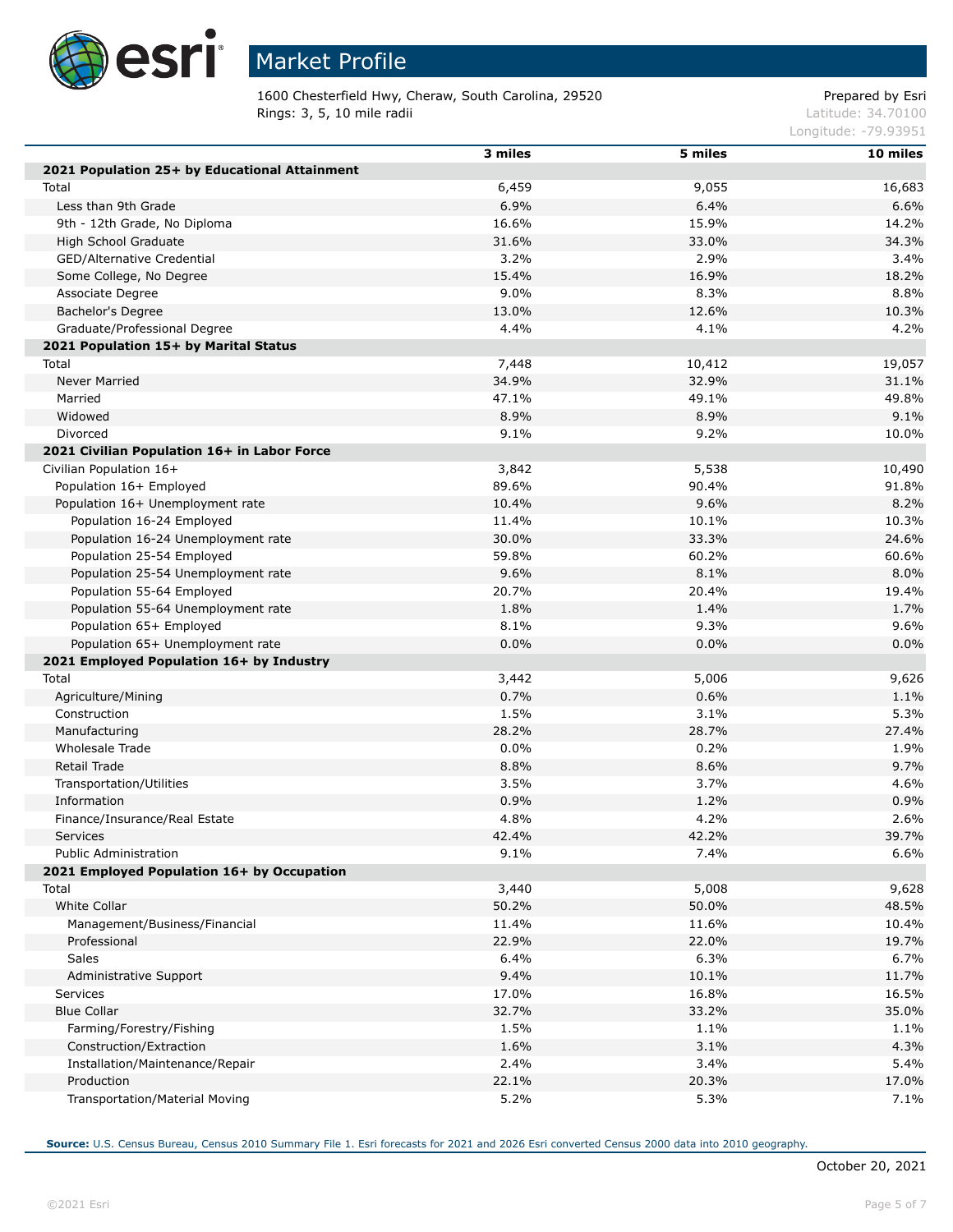# Market Profile

1600 Chesterfield Hwy, Cheraw, South Carolina, 29520
Rings: 3, 5, 10 mile radii

Prepared by Esri
Latitude: 34.70100
Longitude: -79.93951

| | 3 miles | 5 miles | 10 miles |
|---|---|---|---|
| **2021 Population 25+ by Educational Attainment** | | | |
| Total | 6,459 | 9,055 | 16,683 |
| Less than 9th Grade | 6.9% | 6.4% | 6.6% |
| 9th - 12th Grade, No Diploma | 16.6% | 15.9% | 14.2% |
| High School Graduate | 31.6% | 33.0% | 34.3% |
| GED/Alternative Credential | 3.2% | 2.9% | 3.4% |
| Some College, No Degree | 15.4% | 16.9% | 18.2% |
| Associate Degree | 9.0% | 8.3% | 8.8% |
| Bachelor's Degree | 13.0% | 12.6% | 10.3% |
| Graduate/Professional Degree | 4.4% | 4.1% | 4.2% |
| **2021 Population 15+ by Marital Status** | | | |
| Total | 7,448 | 10,412 | 19,057 |
| Never Married | 34.9% | 32.9% | 31.1% |
| Married | 47.1% | 49.1% | 49.8% |
| Widowed | 8.9% | 8.9% | 9.1% |
| Divorced | 9.1% | 9.2% | 10.0% |
| **2021 Civilian Population 16+ in Labor Force** | | | |
| Civilian Population 16+ | 3,842 | 5,538 | 10,490 |
| Population 16+ Employed | 89.6% | 90.4% | 91.8% |
| Population 16+ Unemployment rate | 10.4% | 9.6% | 8.2% |
| Population 16-24 Employed | 11.4% | 10.1% | 10.3% |
| Population 16-24 Unemployment rate | 30.0% | 33.3% | 24.6% |
| Population 25-54 Employed | 59.8% | 60.2% | 60.6% |
| Population 25-54 Unemployment rate | 9.6% | 8.1% | 8.0% |
| Population 55-64 Employed | 20.7% | 20.4% | 19.4% |
| Population 55-64 Unemployment rate | 1.8% | 1.4% | 1.7% |
| Population 65+ Employed | 8.1% | 9.3% | 9.6% |
| Population 65+ Unemployment rate | 0.0% | 0.0% | 0.0% |
| **2021 Employed Population 16+ by Industry** | | | |
| Total | 3,442 | 5,006 | 9,626 |
| Agriculture/Mining | 0.7% | 0.6% | 1.1% |
| Construction | 1.5% | 3.1% | 5.3% |
| Manufacturing | 28.2% | 28.7% | 27.4% |
| Wholesale Trade | 0.0% | 0.2% | 1.9% |
| Retail Trade | 8.8% | 8.6% | 9.7% |
| Transportation/Utilities | 3.5% | 3.7% | 4.6% |
| Information | 0.9% | 1.2% | 0.9% |
| Finance/Insurance/Real Estate | 4.8% | 4.2% | 2.6% |
| Services | 42.4% | 42.2% | 39.7% |
| Public Administration | 9.1% | 7.4% | 6.6% |
| **2021 Employed Population 16+ by Occupation** | | | |
| Total | 3,440 | 5,008 | 9,628 |
| White Collar | 50.2% | 50.0% | 48.5% |
| Management/Business/Financial | 11.4% | 11.6% | 10.4% |
| Professional | 22.9% | 22.0% | 19.7% |
| Sales | 6.4% | 6.3% | 6.7% |
| Administrative Support | 9.4% | 10.1% | 11.7% |
| Services | 17.0% | 16.8% | 16.5% |
| Blue Collar | 32.7% | 33.2% | 35.0% |
| Farming/Forestry/Fishing | 1.5% | 1.1% | 1.1% |
| Construction/Extraction | 1.6% | 3.1% | 4.3% |
| Installation/Maintenance/Repair | 2.4% | 3.4% | 5.4% |
| Production | 22.1% | 20.3% | 17.0% |
| Transportation/Material Moving | 5.2% | 5.3% | 7.1% |

**Source:** U.S. Census Bureau, Census 2010 Summary File 1. Esri forecasts for 2021 and 2026 Esri converted Census 2000 data into 2010 geography.

October 20, 2021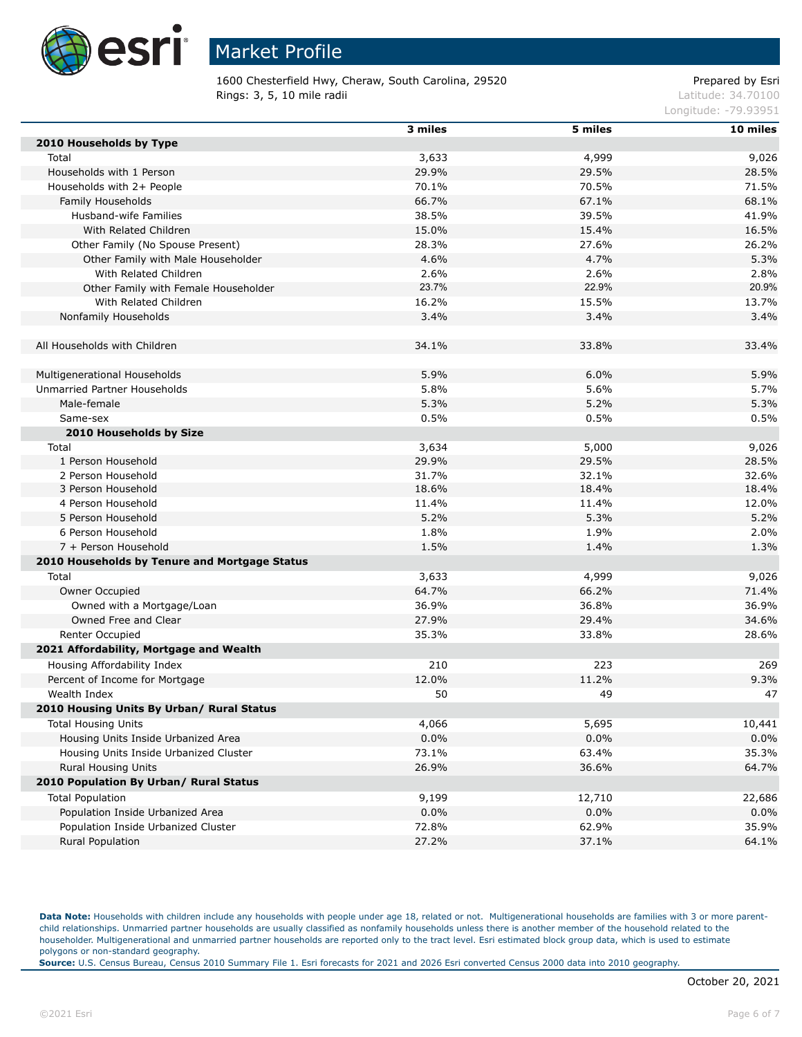# Market Profile

1600 Chesterfield Hwy, Cheraw, South Carolina, 29520
Rings: 3, 5, 10 mile radii

Prepared by Esri
Latitude: 34.70100
Longitude: -79.93951

| | 3 miles | 5 miles | 10 miles |
|---|---|---|---|
| **2010 Households by Type** | | | |
| Total | 3,633 | 4,999 | 9,026 |
| Households with 1 Person | 29.9% | 29.5% | 28.5% |
| Households with 2+ People | 70.1% | 70.5% | 71.5% |
| Family Households | 66.7% | 67.1% | 68.1% |
| Husband-wife Families | 38.5% | 39.5% | 41.9% |
| With Related Children | 15.0% | 15.4% | 16.5% |
| Other Family (No Spouse Present) | 28.3% | 27.6% | 26.2% |
| Other Family with Male Householder | 4.6% | 4.7% | 5.3% |
| With Related Children | 2.6% | 2.6% | 2.8% |
| Other Family with Female Householder | 23.7% | 22.9% | 20.9% |
| With Related Children | 16.2% | 15.5% | 13.7% |
| Nonfamily Households | 3.4% | 3.4% | 3.4% |
| | | | |
| All Households with Children | 34.1% | 33.8% | 33.4% |
| | | | |
| Multigenerational Households | 5.9% | 6.0% | 5.9% |
| Unmarried Partner Households | 5.8% | 5.6% | 5.7% |
| Male-female | 5.3% | 5.2% | 5.3% |
| Same-sex | 0.5% | 0.5% | 0.5% |
| **2010 Households by Size** | | | |
| Total | 3,634 | 5,000 | 9,026 |
| 1 Person Household | 29.9% | 29.5% | 28.5% |
| 2 Person Household | 31.7% | 32.1% | 32.6% |
| 3 Person Household | 18.6% | 18.4% | 18.4% |
| 4 Person Household | 11.4% | 11.4% | 12.0% |
| 5 Person Household | 5.2% | 5.3% | 5.2% |
| 6 Person Household | 1.8% | 1.9% | 2.0% |
| 7 + Person Household | 1.5% | 1.4% | 1.3% |
| **2010 Households by Tenure and Mortgage Status** | | | |
| Total | 3,633 | 4,999 | 9,026 |
| Owner Occupied | 64.7% | 66.2% | 71.4% |
| Owned with a Mortgage/Loan | 36.9% | 36.8% | 36.9% |
| Owned Free and Clear | 27.9% | 29.4% | 34.6% |
| Renter Occupied | 35.3% | 33.8% | 28.6% |
| **2021 Affordability, Mortgage and Wealth** | | | |
| Housing Affordability Index | 210 | 223 | 269 |
| Percent of Income for Mortgage | 12.0% | 11.2% | 9.3% |
| Wealth Index | 50 | 49 | 47 |
| **2010 Housing Units By Urban/ Rural Status** | | | |
| Total Housing Units | 4,066 | 5,695 | 10,441 |
| Housing Units Inside Urbanized Area | 0.0% | 0.0% | 0.0% |
| Housing Units Inside Urbanized Cluster | 73.1% | 63.4% | 35.3% |
| Rural Housing Units | 26.9% | 36.6% | 64.7% |
| **2010 Population By Urban/ Rural Status** | | | |
| Total Population | 9,199 | 12,710 | 22,686 |
| Population Inside Urbanized Area | 0.0% | 0.0% | 0.0% |
| Population Inside Urbanized Cluster | 72.8% | 62.9% | 35.9% |
| Rural Population | 27.2% | 37.1% | 64.1% |

**Data Note:** Households with children include any households with people under age 18, related or not. Multigenerational households are families with 3 or more parent-child relationships. Unmarried partner households are usually classified as nonfamily households unless there is another member of the household related to the householder. Multigenerational and unmarried partner households are reported only to the tract level. Esri estimated block group data, which is used to estimate polygons or non-standard geography.
**Source:** U.S. Census Bureau, Census 2010 Summary File 1. Esri forecasts for 2021 and 2026 Esri converted Census 2000 data into 2010 geography.

October 20, 2021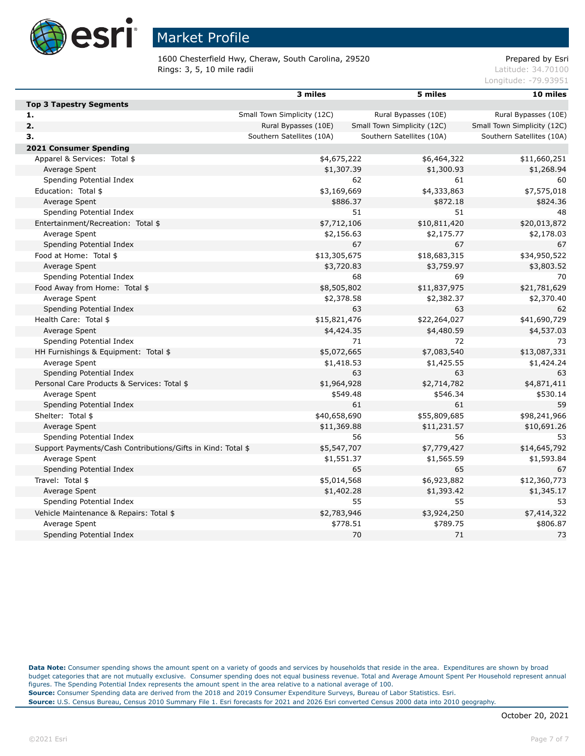# Market Profile

1600 Chesterfield Hwy, Cheraw, South Carolina, 29520
Rings: 3, 5, 10 mile radii

Prepared by Esri
Latitude: 34.70100
Longitude: -79.93951

| | 3 miles | 5 miles | 10 miles |
|---|---|---|---|
| **Top 3 Tapestry Segments** | | | |
| **1.** | Small Town Simplicity (12C) | Rural Bypasses (10E) | Rural Bypasses (10E) |
| **2.** | Rural Bypasses (10E) | Small Town Simplicity (12C) | Small Town Simplicity (12C) |
| **3.** | Southern Satellites (10A) | Southern Satellites (10A) | Southern Satellites (10A) |
| **2021 Consumer Spending** | | | |
| Apparel & Services: Total $ | $4,675,222 | $6,464,322 | $11,660,251 |
| Average Spent | $1,307.39 | $1,300.93 | $1,268.94 |
| Spending Potential Index | 62 | 61 | 60 |
| Education: Total $ | $3,169,669 | $4,333,863 | $7,575,018 |
| Average Spent | $886.37 | $872.18 | $824.36 |
| Spending Potential Index | 51 | 51 | 48 |
| Entertainment/Recreation: Total $ | $7,712,106 | $10,811,420 | $20,013,872 |
| Average Spent | $2,156.63 | $2,175.77 | $2,178.03 |
| Spending Potential Index | 67 | 67 | 67 |
| Food at Home: Total $ | $13,305,675 | $18,683,315 | $34,950,522 |
| Average Spent | $3,720.83 | $3,759.97 | $3,803.52 |
| Spending Potential Index | 68 | 69 | 70 |
| Food Away from Home: Total $ | $8,505,802 | $11,837,975 | $21,781,629 |
| Average Spent | $2,378.58 | $2,382.37 | $2,370.40 |
| Spending Potential Index | 63 | 63 | 62 |
| Health Care: Total $ | $15,821,476 | $22,264,027 | $41,690,729 |
| Average Spent | $4,424.35 | $4,480.59 | $4,537.03 |
| Spending Potential Index | 71 | 72 | 73 |
| HH Furnishings & Equipment: Total $ | $5,072,665 | $7,083,540 | $13,087,331 |
| Average Spent | $1,418.53 | $1,425.55 | $1,424.24 |
| Spending Potential Index | 63 | 63 | 63 |
| Personal Care Products & Services: Total $ | $1,964,928 | $2,714,782 | $4,871,411 |
| Average Spent | $549.48 | $546.34 | $530.14 |
| Spending Potential Index | 61 | 61 | 59 |
| Shelter: Total $ | $40,658,690 | $55,809,685 | $98,241,966 |
| Average Spent | $11,369.88 | $11,231.57 | $10,691.26 |
| Spending Potential Index | 56 | 56 | 53 |
| Support Payments/Cash Contributions/Gifts in Kind: Total $ | $5,547,707 | $7,779,427 | $14,645,792 |
| Average Spent | $1,551.37 | $1,565.59 | $1,593.84 |
| Spending Potential Index | 65 | 65 | 67 |
| Travel: Total $ | $5,014,568 | $6,923,882 | $12,360,773 |
| Average Spent | $1,402.28 | $1,393.42 | $1,345.17 |
| Spending Potential Index | 55 | 55 | 53 |
| Vehicle Maintenance & Repairs: Total $ | $2,783,946 | $3,924,250 | $7,414,322 |
| Average Spent | $778.51 | $789.75 | $806.87 |
| Spending Potential Index | 70 | 71 | 73 |

**Data Note:** Consumer spending shows the amount spent on a variety of goods and services by households that reside in the area. Expenditures are shown by broad budget categories that are not mutually exclusive. Consumer spending does not equal business revenue. Total and Average Amount Spent Per Household represent annual figures. The Spending Potential Index represents the amount spent in the area relative to a national average of 100.
**Source:** Consumer Spending data are derived from the 2018 and 2019 Consumer Expenditure Surveys, Bureau of Labor Statistics. Esri.
**Source:** U.S. Census Bureau, Census 2010 Summary File 1. Esri forecasts for 2021 and 2026 Esri converted Census 2000 data into 2010 geography.

October 20, 2021